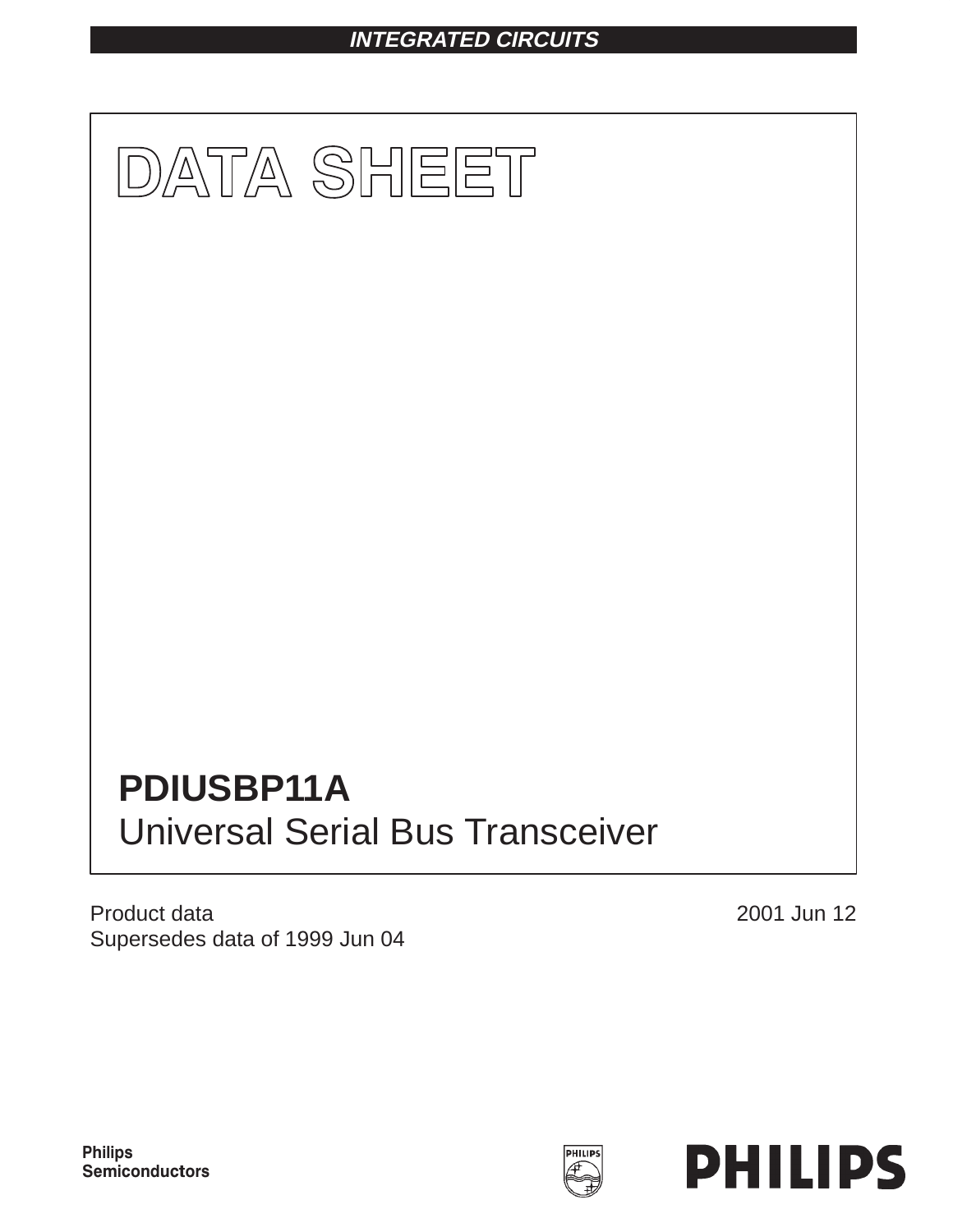**INTEGRATED CIRCUITS**

# DATA SHEET

## PDIUSBP11A
Universal Serial Bus Transceiver

Product data
Supersedes data of 1999 Jun 04

2001 Jun 12

Philips
Semiconductors

PHILIPS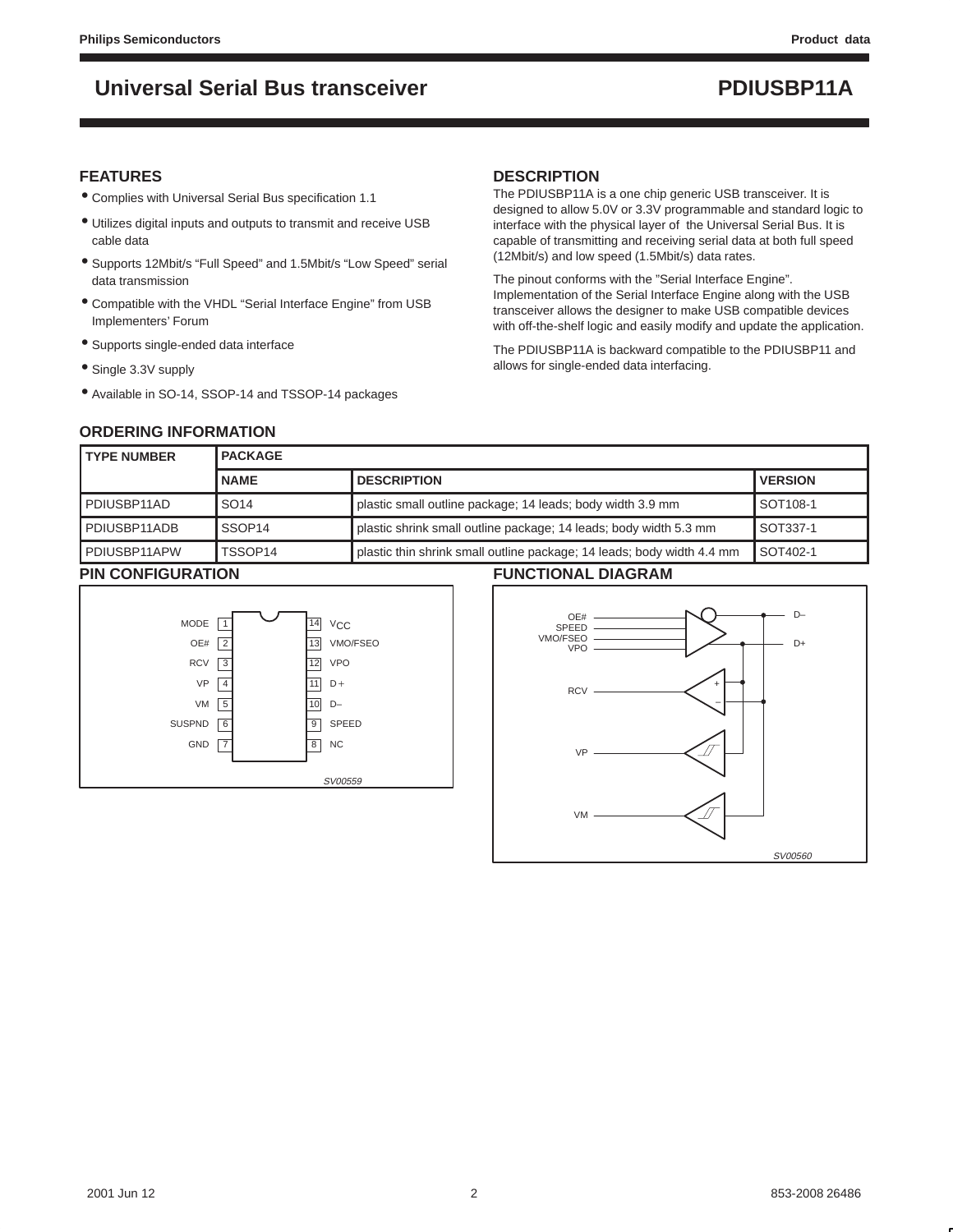# Universal Serial Bus transceiver — PDIUSBP11A

## FEATURES

- Complies with Universal Serial Bus specification 1.1
- Utilizes digital inputs and outputs to transmit and receive USB cable data
- Supports 12Mbit/s “Full Speed” and 1.5Mbit/s “Low Speed” serial data transmission
- Compatible with the VHDL “Serial Interface Engine” from USB Implementers’ Forum
- Supports single-ended data interface
- Single 3.3V supply
- Available in SO-14, SSOP-14 and TSSOP-14 packages

## DESCRIPTION

The PDIUSBP11A is a one chip generic USB transceiver. It is designed to allow 5.0V or 3.3V programmable and standard logic to interface with the physical layer of the Universal Serial Bus. It is capable of transmitting and receiving serial data at both full speed (12Mbit/s) and low speed (1.5Mbit/s) data rates.

The pinout conforms with the ”Serial Interface Engine”. Implementation of the Serial Interface Engine along with the USB transceiver allows the designer to make USB compatible devices with off-the-shelf logic and easily modify and update the application.

The PDIUSBP11A is backward compatible to the PDIUSBP11 and allows for single-ended data interfacing.

## ORDERING INFORMATION

| TYPE NUMBER | PACKAGE | | |
|---|---|---|---|
| | NAME | DESCRIPTION | VERSION |
| PDIUSBP11AD | SO14 | plastic small outline package; 14 leads; body width 3.9 mm | SOT108-1 |
| PDIUSBP11ADB | SSOP14 | plastic shrink small outline package; 14 leads; body width 5.3 mm | SOT337-1 |
| PDIUSBP11APW | TSSOP14 | plastic thin shrink small outline package; 14 leads; body width 4.4 mm | SOT402-1 |

## PIN CONFIGURATION

| Pin | Name | Pin | Name |
|---|---|---|---|
| 1 | MODE | 14 | $V_{CC}$ |
| 2 | OE# | 13 | VMO/FSEO |
| 3 | RCV | 12 | VPO |
| 4 | VP | 11 | D+ |
| 5 | VM | 10 | D– |
| 6 | SUSPND | 9 | SPEED |
| 7 | GND | 8 | NC |

SV00559

## FUNCTIONAL DIAGRAM

SV00560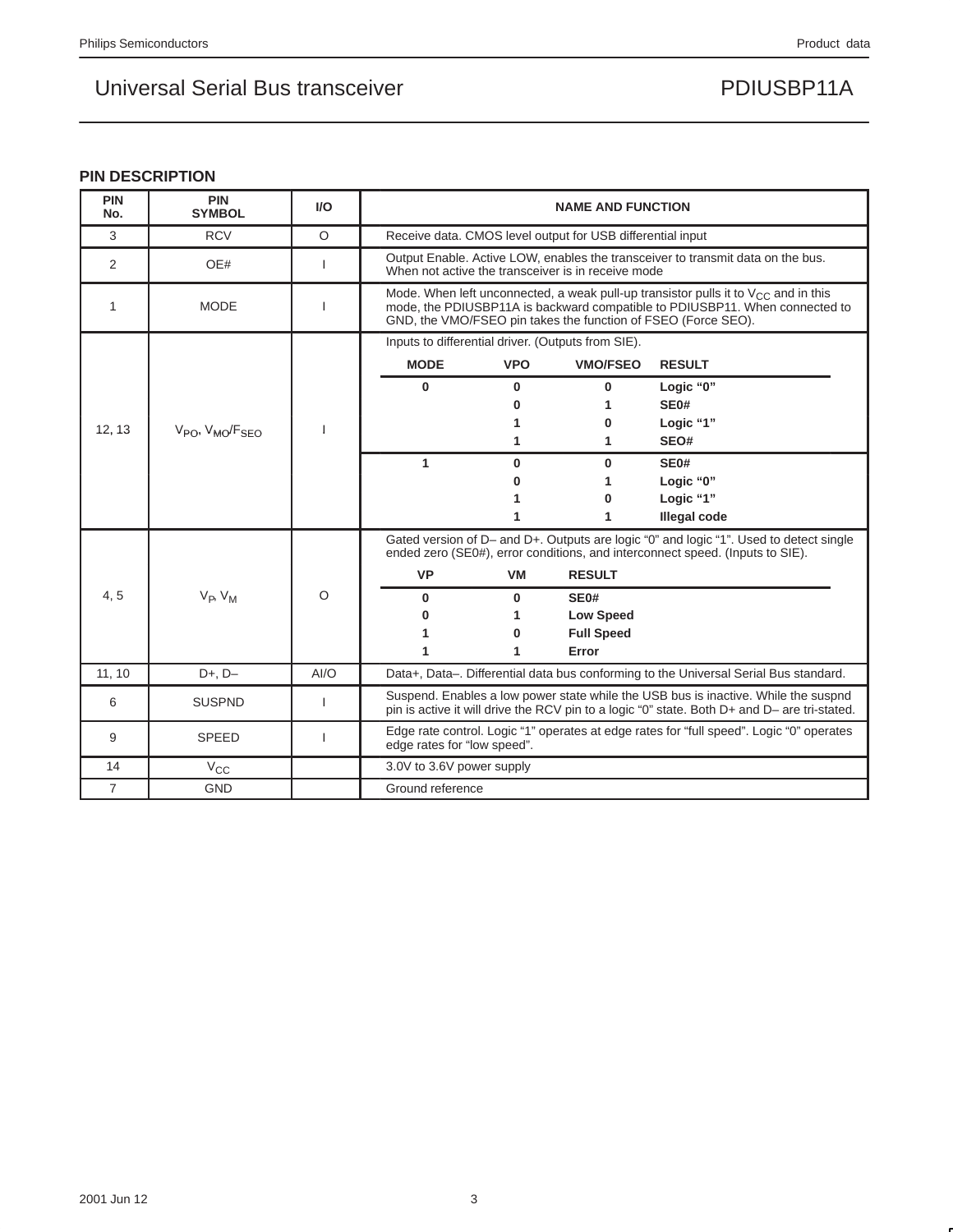## PIN DESCRIPTION

<table>
<tr><th>PIN No.</th><th>PIN SYMBOL</th><th>I/O</th><th>NAME AND FUNCTION</th></tr>
<tr><td>3</td><td>RCV</td><td>O</td><td>Receive data. CMOS level output for USB differential input</td></tr>
<tr><td>2</td><td>OE#</td><td>I</td><td>Output Enable. Active LOW, enables the transceiver to transmit data on the bus. When not active the transceiver is in receive mode</td></tr>
<tr><td>1</td><td>MODE</td><td>I</td><td>Mode. When left unconnected, a weak pull-up transistor pulls it to $V_{CC}$ and in this mode, the PDIUSBP11A is backward compatible to PDIUSBP11. When connected to GND, the VMO/FSEO pin takes the function of FSEO (Force SEO).</td></tr>
<tr><td>12, 13</td><td>$V_{PO}$, $V_{MO}/F_{SEO}$</td><td>I</td><td>Inputs to differential driver. (Outputs from SIE).<br><br>
<table>
<tr><th>MODE</th><th>VPO</th><th>VMO/FSEO</th><th>RESULT</th></tr>
<tr><td>0</td><td>0</td><td>0</td><td>Logic “0”</td></tr>
<tr><td></td><td>0</td><td>1</td><td>SE0#</td></tr>
<tr><td></td><td>1</td><td>0</td><td>Logic “1”</td></tr>
<tr><td></td><td>1</td><td>1</td><td>SEO#</td></tr>
<tr><td>1</td><td>0</td><td>0</td><td>SE0#</td></tr>
<tr><td></td><td>0</td><td>1</td><td>Logic “0”</td></tr>
<tr><td></td><td>1</td><td>0</td><td>Logic “1”</td></tr>
<tr><td></td><td>1</td><td>1</td><td>Illegal code</td></tr>
</table>
</td></tr>
<tr><td>4, 5</td><td>$V_P$, $V_M$</td><td>O</td><td>Gated version of D– and D+. Outputs are logic “0” and logic “1”. Used to detect single ended zero (SE0#), error conditions, and interconnect speed. (Inputs to SIE).<br><br>
<table>
<tr><th>VP</th><th>VM</th><th>RESULT</th></tr>
<tr><td>0</td><td>0</td><td>SE0#</td></tr>
<tr><td>0</td><td>1</td><td>Low Speed</td></tr>
<tr><td>1</td><td>0</td><td>Full Speed</td></tr>
<tr><td>1</td><td>1</td><td>Error</td></tr>
</table>
</td></tr>
<tr><td>11, 10</td><td>D+, D–</td><td>AI/O</td><td>Data+, Data–. Differential data bus conforming to the Universal Serial Bus standard.</td></tr>
<tr><td>6</td><td>SUSPND</td><td>I</td><td>Suspend. Enables a low power state while the USB bus is inactive. While the suspnd pin is active it will drive the RCV pin to a logic “0” state. Both D+ and D– are tri-stated.</td></tr>
<tr><td>9</td><td>SPEED</td><td>I</td><td>Edge rate control. Logic “1” operates at edge rates for “full speed”. Logic “0” operates edge rates for “low speed”.</td></tr>
<tr><td>14</td><td>$V_{CC}$</td><td></td><td>3.0V to 3.6V power supply</td></tr>
<tr><td>7</td><td>GND</td><td></td><td>Ground reference</td></tr>
</table>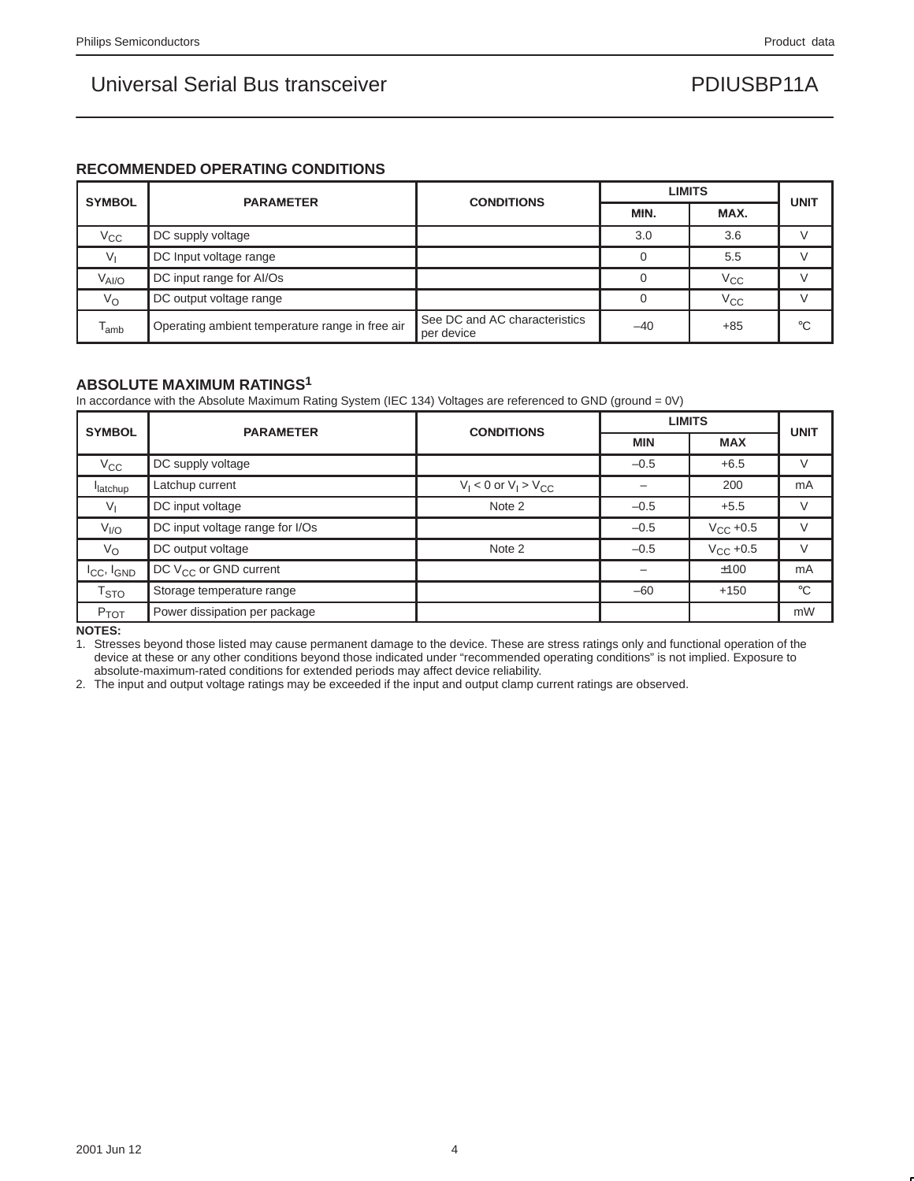## RECOMMENDED OPERATING CONDITIONS

| SYMBOL | PARAMETER | CONDITIONS | LIMITS | | UNIT |
|---|---|---|---|---|---|
| | | | MIN. | MAX. | |
| $V_{CC}$ | DC supply voltage | | 3.0 | 3.6 | V |
| $V_I$ | DC Input voltage range | | 0 | 5.5 | V |
| $V_{AI/O}$ | DC input range for AI/Os | | 0 | $V_{CC}$ | V |
| $V_O$ | DC output voltage range | | 0 | $V_{CC}$ | V |
| $T_{amb}$ | Operating ambient temperature range in free air | See DC and AC characteristics per device | –40 | +85 | °C |

## ABSOLUTE MAXIMUM RATINGS[1]

In accordance with the Absolute Maximum Rating System (IEC 134) Voltages are referenced to GND (ground = 0V)

| SYMBOL | PARAMETER | CONDITIONS | LIMITS | | UNIT |
|---|---|---|---|---|---|
| | | | MIN | MAX | |
| $V_{CC}$ | DC supply voltage | | –0.5 | +6.5 | V |
| $I_{latchup}$ | Latchup current | $V_I < 0$ or $V_I > V_{CC}$ | – | 200 | mA |
| $V_I$ | DC input voltage | Note 2 | –0.5 | +5.5 | V |
| $V_{I/O}$ | DC input voltage range for I/Os | | –0.5 | $V_{CC}$ +0.5 | V |
| $V_O$ | DC output voltage | Note 2 | –0.5 | $V_{CC}$ +0.5 | V |
| $I_{CC}$, $I_{GND}$ | DC $V_{CC}$ or GND current | | – | ±100 | mA |
| $T_{STO}$ | Storage temperature range | | –60 | +150 | °C |
| $P_{TOT}$ | Power dissipation per package | | | | mW |

**NOTES:**

1. Stresses beyond those listed may cause permanent damage to the device. These are stress ratings only and functional operation of the device at these or any other conditions beyond those indicated under "recommended operating conditions" is not implied. Exposure to absolute-maximum-rated conditions for extended periods may affect device reliability.
2. The input and output voltage ratings may be exceeded if the input and output clamp current ratings are observed.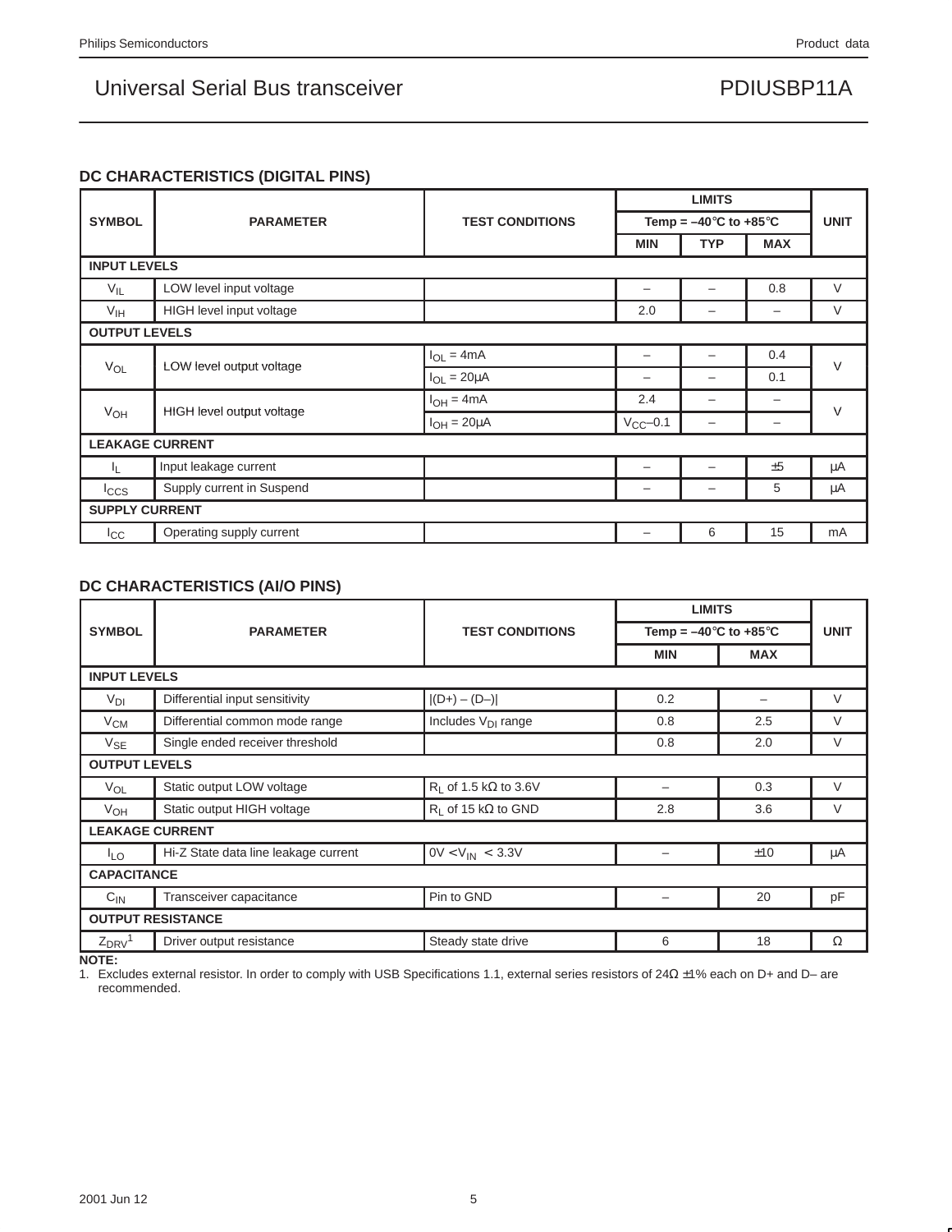### DC CHARACTERISTICS (DIGITAL PINS)

| SYMBOL | PARAMETER | TEST CONDITIONS | LIMITS | | | UNIT |
|---|---|---|---|---|---|---|
| | | | Temp = –40°C to +85°C | | | |
| | | | MIN | TYP | MAX | |
| **INPUT LEVELS** | | | | | | |
| $V_{IL}$ | LOW level input voltage | | – | – | 0.8 | V |
| $V_{IH}$ | HIGH level input voltage | | 2.0 | – | – | V |
| **OUTPUT LEVELS** | | | | | | |
| $V_{OL}$ | LOW level output voltage | $I_{OL}$ = 4mA | – | – | 0.4 | V |
| | | $I_{OL}$ = 20μA | – | – | 0.1 | |
| $V_{OH}$ | HIGH level output voltage | $I_{OH}$ = 4mA | 2.4 | – | – | V |
| | | $I_{OH}$ = 20μA | $V_{CC}$–0.1 | – | – | |
| **LEAKAGE CURRENT** | | | | | | |
| $I_L$ | Input leakage current | | – | – | ±5 | μA |
| $I_{CCS}$ | Supply current in Suspend | | – | – | 5 | μA |
| **SUPPLY CURRENT** | | | | | | |
| $I_{CC}$ | Operating supply current | | – | 6 | 15 | mA |

### DC CHARACTERISTICS (AI/O PINS)

| SYMBOL | PARAMETER | TEST CONDITIONS | LIMITS | | UNIT |
|---|---|---|---|---|---|
| | | | Temp = –40°C to +85°C | | |
| | | | MIN | MAX | |
| **INPUT LEVELS** | | | | | |
| $V_{DI}$ | Differential input sensitivity | \|(D+) – (D–)\| | 0.2 | – | V |
| $V_{CM}$ | Differential common mode range | Includes $V_{DI}$ range | 0.8 | 2.5 | V |
| $V_{SE}$ | Single ended receiver threshold | | 0.8 | 2.0 | V |
| **OUTPUT LEVELS** | | | | | |
| $V_{OL}$ | Static output LOW voltage | $R_L$ of 1.5 kΩ to 3.6V | – | 0.3 | V |
| $V_{OH}$ | Static output HIGH voltage | $R_L$ of 15 kΩ to GND | 2.8 | 3.6 | V |
| **LEAKAGE CURRENT** | | | | | |
| $I_{LO}$ | Hi-Z State data line leakage current | 0V < $V_{IN}$ < 3.3V | – | ±10 | μA |
| **CAPACITANCE** | | | | | |
| $C_{IN}$ | Transceiver capacitance | Pin to GND | – | 20 | pF |
| **OUTPUT RESISTANCE** | | | | | |
| $Z_{DRV}$[1] | Driver output resistance | Steady state drive | 6 | 18 | Ω |

**NOTE:**
1. Excludes external resistor. In order to comply with USB Specifications 1.1, external series resistors of 24Ω ±1% each on D+ and D– are recommended.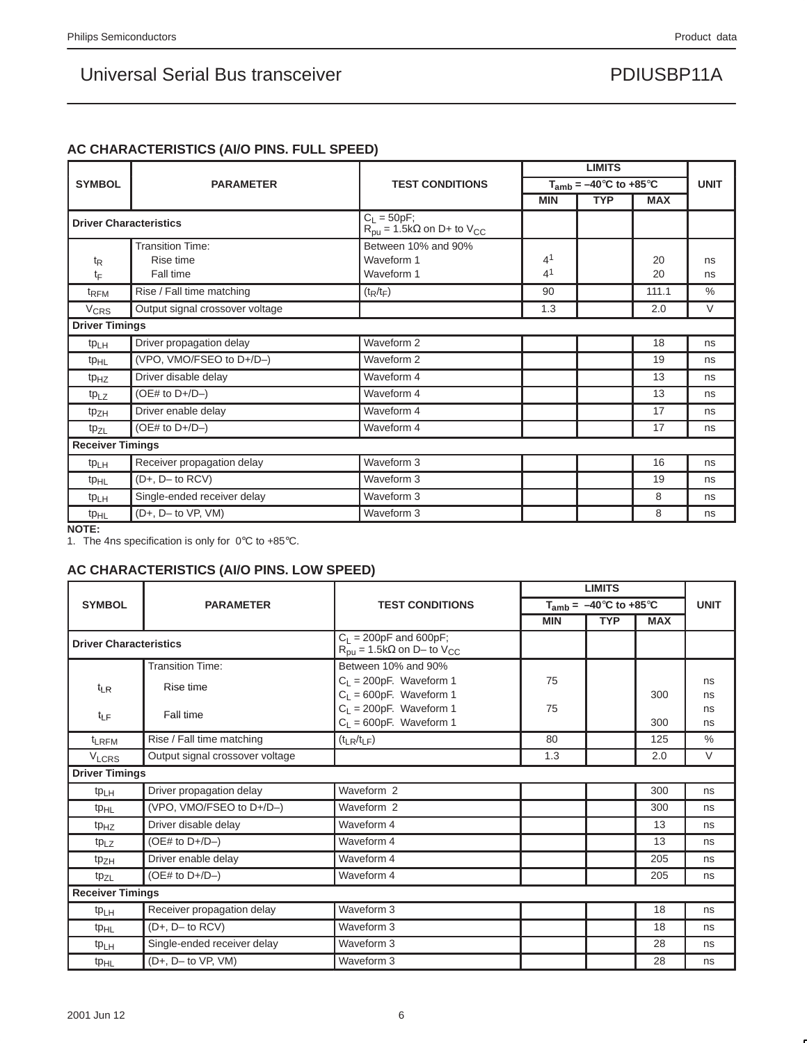## AC CHARACTERISTICS (AI/O PINS. FULL SPEED)

| SYMBOL | PARAMETER | TEST CONDITIONS | LIMITS | | | UNIT |
|---|---|---|---|---|---|---|
| | | | $T_{amb}$ = –40°C to +85°C | | | |
| | | | MIN | TYP | MAX | |
| **Driver Characteristics** | | $C_L$ = 50pF; $R_{pu}$ = 1.5kΩ on D+ to $V_{CC}$ | | | | |
| | Transition Time: | Between 10% and 90% | | | | |
| $t_R$ | Rise time | Waveform 1 | 4[1] | | 20 | ns |
| $t_F$ | Fall time | Waveform 1 | 4[1] | | 20 | ns |
| $t_{RFM}$ | Rise / Fall time matching | ($t_R$/$t_F$) | 90 | | 111.1 | % |
| $V_{CRS}$ | Output signal crossover voltage | | 1.3 | | 2.0 | V |
| **Driver Timings** | | | | | | |
| $tp_{LH}$ | Driver propagation delay | Waveform 2 | | | 18 | ns |
| $tp_{HL}$ | (VPO, VMO/FSEO to D+/D–) | Waveform 2 | | | 19 | ns |
| $tp_{HZ}$ | Driver disable delay | Waveform 4 | | | 13 | ns |
| $tp_{LZ}$ | (OE# to D+/D–) | Waveform 4 | | | 13 | ns |
| $tp_{ZH}$ | Driver enable delay | Waveform 4 | | | 17 | ns |
| $tp_{ZL}$ | (OE# to D+/D–) | Waveform 4 | | | 17 | ns |
| **Receiver Timings** | | | | | | |
| $tp_{LH}$ | Receiver propagation delay | Waveform 3 | | | 16 | ns |
| $tp_{HL}$ | (D+, D– to RCV) | Waveform 3 | | | 19 | ns |
| $tp_{LH}$ | Single-ended receiver delay | Waveform 3 | | | 8 | ns |
| $tp_{HL}$ | (D+, D– to VP, VM) | Waveform 3 | | | 8 | ns |

**NOTE:**
1. The 4ns specification is only for 0°C to +85°C.

## AC CHARACTERISTICS (AI/O PINS. LOW SPEED)

| SYMBOL | PARAMETER | TEST CONDITIONS | LIMITS | | | UNIT |
|---|---|---|---|---|---|---|
| | | | $T_{amb}$ = –40°C to +85°C | | | |
| | | | MIN | TYP | MAX | |
| **Driver Characteristics** | | $C_L$ = 200pF and 600pF; $R_{pu}$ = 1.5kΩ on D– to $V_{CC}$ | | | | |
| | Transition Time: | Between 10% and 90% | | | | |
| $t_{LR}$ | Rise time | $C_L$ = 200pF. Waveform 1 | 75 | | | ns |
| | | $C_L$ = 600pF. Waveform 1 | | | 300 | ns |
| $t_{LF}$ | Fall time | $C_L$ = 200pF. Waveform 1 | 75 | | | ns |
| | | $C_L$ = 600pF. Waveform 1 | | | 300 | ns |
| $t_{LRFM}$ | Rise / Fall time matching | ($t_{LR}$/$t_{LF}$) | 80 | | 125 | % |
| $V_{LCRS}$ | Output signal crossover voltage | | 1.3 | | 2.0 | V |
| **Driver Timings** | | | | | | |
| $tp_{LH}$ | Driver propagation delay | Waveform 2 | | | 300 | ns |
| $tp_{HL}$ | (VPO, VMO/FSEO to D+/D–) | Waveform 2 | | | 300 | ns |
| $tp_{HZ}$ | Driver disable delay | Waveform 4 | | | 13 | ns |
| $tp_{LZ}$ | (OE# to D+/D–) | Waveform 4 | | | 13 | ns |
| $tp_{ZH}$ | Driver enable delay | Waveform 4 | | | 205 | ns |
| $tp_{ZL}$ | (OE# to D+/D–) | Waveform 4 | | | 205 | ns |
| **Receiver Timings** | | | | | | |
| $tp_{LH}$ | Receiver propagation delay | Waveform 3 | | | 18 | ns |
| $tp_{HL}$ | (D+, D– to RCV) | Waveform 3 | | | 18 | ns |
| $tp_{LH}$ | Single-ended receiver delay | Waveform 3 | | | 28 | ns |
| $tp_{HL}$ | (D+, D– to VP, VM) | Waveform 3 | | | 28 | ns |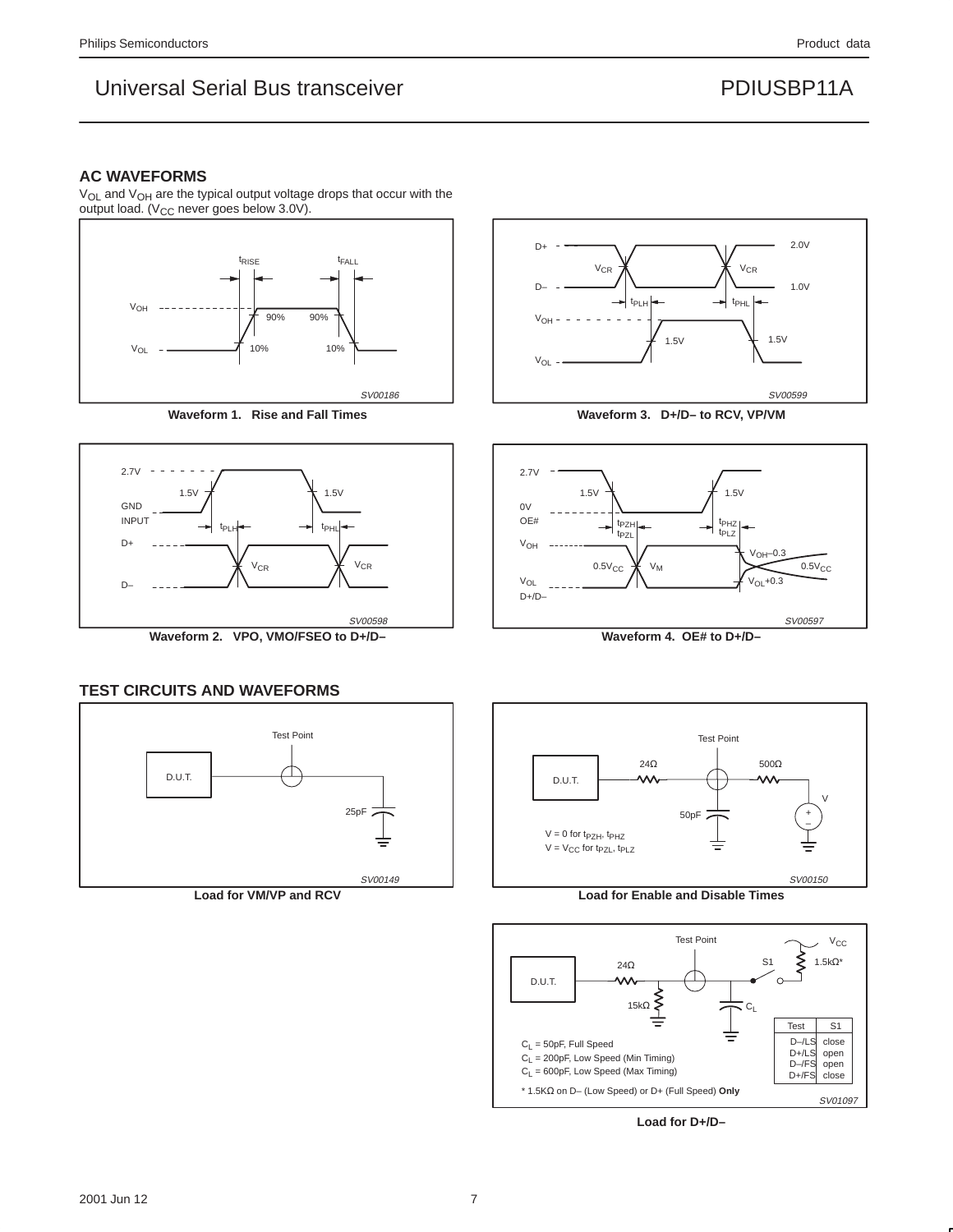## AC WAVEFORMS

$V_{OL}$ and $V_{OH}$ are the typical output voltage drops that occur with the output load. ($V_{CC}$ never goes below 3.0V).

**Waveform 1. Rise and Fall Times**

**Waveform 3. D+/D– to RCV, VP/VM**

**Waveform 2. VPO, VMO/FSEO to D+/D–**

**Waveform 4. OE# to D+/D–**

## TEST CIRCUITS AND WAVEFORMS

**Load for VM/VP and RCV**

V = 0 for $t_{PZH}$, $t_{PHZ}$
V = $V_{CC}$ for $t_{PZL}$, $t_{PLZ}$

**Load for Enable and Disable Times**

$C_L$ = 50pF, Full Speed
$C_L$ = 200pF, Low Speed (Min Timing)
$C_L$ = 600pF, Low Speed (Max Timing)

| Test | S1 |
|---|---|
| D–/LS | close |
| D+/LS | open |
| D–/FS | open |
| D+/FS | close |

* 1.5KΩ on D– (Low Speed) or D+ (Full Speed) **Only**

**Load for D+/D–**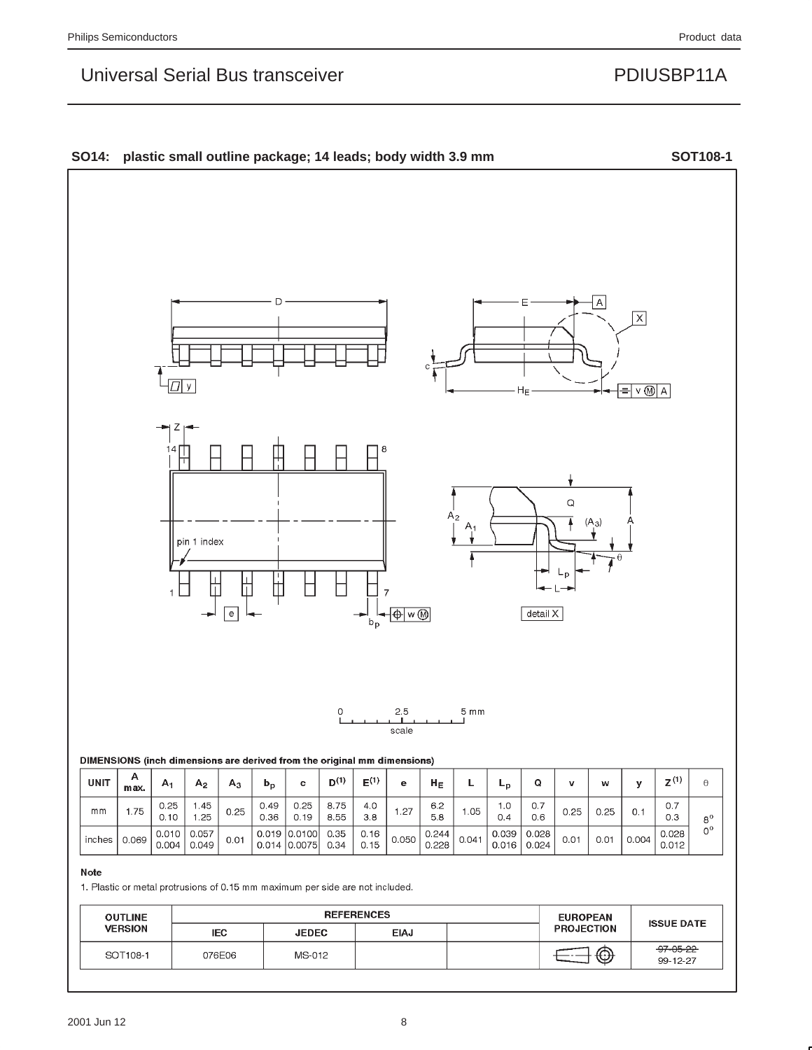## SO14: plastic small outline package; 14 leads; body width 3.9 mm SOT108-1

0 2.5 5 mm
scale

**DIMENSIONS (inch dimensions are derived from the original mm dimensions)**

| UNIT | A max. | $A_1$ | $A_2$ | $A_3$ | $b_p$ | c | D[(1)] | E[(1)] | e | $H_E$ | L | $L_p$ | Q | v | w | y | Z[(1)] | θ |
|---|---|---|---|---|---|---|---|---|---|---|---|---|---|---|---|---|---|---|
| mm | 1.75 | 0.25<br>0.10 | 1.45<br>1.25 | 0.25 | 0.49<br>0.36 | 0.25<br>0.19 | 8.75<br>8.55 | 4.0<br>3.8 | 1.27 | 6.2<br>5.8 | 1.05 | 1.0<br>0.4 | 0.7<br>0.6 | 0.25 | 0.25 | 0.1 | 0.7<br>0.3 | 8°<br>0° |
| inches | 0.069 | 0.010<br>0.004 | 0.057<br>0.049 | 0.01 | 0.019<br>0.014 | 0.0100<br>0.0075 | 0.35<br>0.34 | 0.16<br>0.15 | 0.050 | 0.244<br>0.228 | 0.041 | 0.039<br>0.016 | 0.028<br>0.024 | 0.01 | 0.01 | 0.004 | 0.028<br>0.012 | |

**Note**

1. Plastic or metal protrusions of 0.15 mm maximum per side are not included.

| OUTLINE VERSION | REFERENCES | | | | EUROPEAN PROJECTION | ISSUE DATE |
|---|---|---|---|---|---|---|
| | IEC | JEDEC | EIAJ | | | |
| SOT108-1 | 076E06 | MS-012 | | | | ~~97-05-22~~<br>99-12-27 |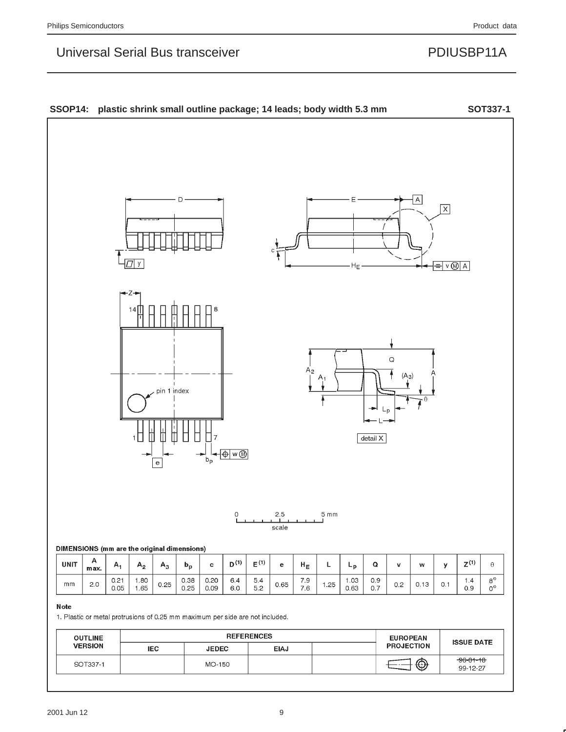## SSOP14: plastic shrink small outline package; 14 leads; body width 5.3 mm — SOT337-1

**DIMENSIONS (mm are the original dimensions)**

| UNIT | A max. | $A_1$ | $A_2$ | $A_3$ | $b_p$ | c | $D^{(1)}$ | $E^{(1)}$ | e | $H_E$ | L | $L_p$ | Q | v | w | y | $Z^{(1)}$ | θ |
|---|---|---|---|---|---|---|---|---|---|---|---|---|---|---|---|---|---|---|
| mm | 2.0 | 0.21<br>0.05 | 1.80<br>1.65 | 0.25 | 0.38<br>0.25 | 0.20<br>0.09 | 6.4<br>6.0 | 5.4<br>5.2 | 0.65 | 7.9<br>7.6 | 1.25 | 1.03<br>0.63 | 0.9<br>0.7 | 0.2 | 0.13 | 0.1 | 1.4<br>0.9 | 8°<br>0° |

**Note**

1. Plastic or metal protrusions of 0.25 mm maximum per side are not included.

| OUTLINE VERSION | REFERENCES | | | | EUROPEAN PROJECTION | ISSUE DATE |
|---|---|---|---|---|---|---|
| | IEC | JEDEC | EIAJ | | | |
| SOT337-1 | | MO-150 | | | | ~~96-01-18~~<br>99-12-27 |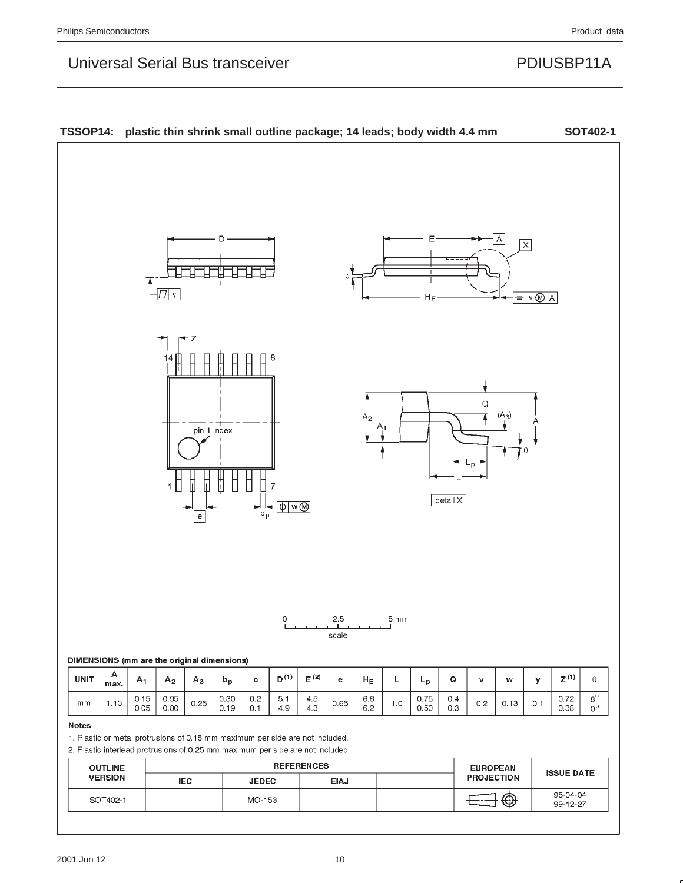## TSSOP14: plastic thin shrink small outline package; 14 leads; body width 4.4 mm SOT402-1

**DIMENSIONS (mm are the original dimensions)**

| UNIT | A max. | $A_1$ | $A_2$ | $A_3$ | $b_p$ | c | D (1) | E (2) | e | $H_E$ | L | $L_p$ | Q | v | w | y | Z (1) | θ |
|---|---|---|---|---|---|---|---|---|---|---|---|---|---|---|---|---|---|---|
| mm | 1.10 | 0.15<br>0.05 | 0.95<br>0.80 | 0.25 | 0.30<br>0.19 | 0.2<br>0.1 | 5.1<br>4.9 | 4.5<br>4.3 | 0.65 | 6.6<br>6.2 | 1.0 | 0.75<br>0.50 | 0.4<br>0.3 | 0.2 | 0.13 | 0.1 | 0.72<br>0.38 | 8°<br>0° |

**Notes**

1. Plastic or metal protrusions of 0.15 mm maximum per side are not included.
2. Plastic interlead protrusions of 0.25 mm maximum per side are not included.

| OUTLINE VERSION | REFERENCES | | | | EUROPEAN PROJECTION | ISSUE DATE |
|---|---|---|---|---|---|---|
| | IEC | JEDEC | EIAJ | | | |
| SOT402-1 | | MO-153 | | | | ~~95-04-04~~<br>99-12-27 |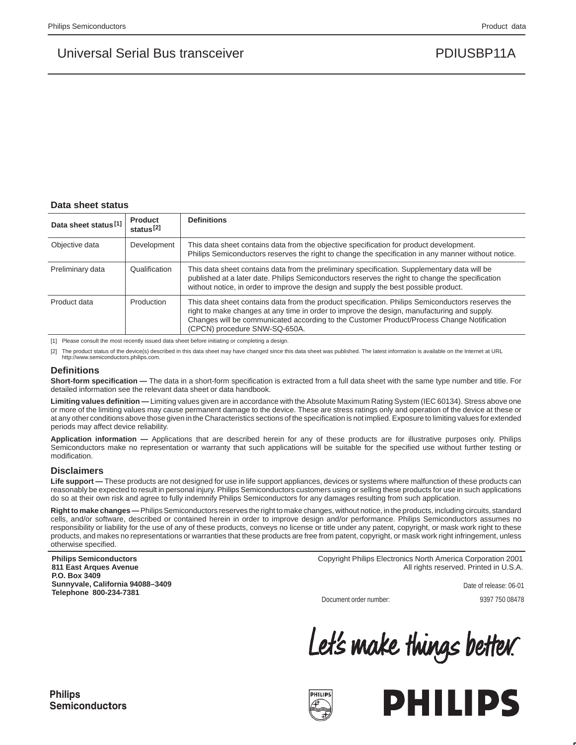## Data sheet status

| Data sheet status [1] | Product status [2] | Definitions |
|---|---|---|
| Objective data | Development | This data sheet contains data from the objective specification for product development. Philips Semiconductors reserves the right to change the specification in any manner without notice. |
| Preliminary data | Qualification | This data sheet contains data from the preliminary specification. Supplementary data will be published at a later date. Philips Semiconductors reserves the right to change the specification without notice, in order to improve the design and supply the best possible product. |
| Product data | Production | This data sheet contains data from the product specification. Philips Semiconductors reserves the right to make changes at any time in order to improve the design, manufacturing and supply. Changes will be communicated according to the Customer Product/Process Change Notification (CPCN) procedure SNW-SQ-650A. |

[1] Please consult the most recently issued data sheet before initiating or completing a design.

[2] The product status of the device(s) described in this data sheet may have changed since this data sheet was published. The latest information is available on the Internet at URL http://www.semiconductors.philips.com.

## Definitions

**Short-form specification —** The data in a short-form specification is extracted from a full data sheet with the same type number and title. For detailed information see the relevant data sheet or data handbook.

**Limiting values definition —** Limiting values given are in accordance with the Absolute Maximum Rating System (IEC 60134). Stress above one or more of the limiting values may cause permanent damage to the device. These are stress ratings only and operation of the device at these or at any other conditions above those given in the Characteristics sections of the specification is not implied. Exposure to limiting values for extended periods may affect device reliability.

**Application information —** Applications that are described herein for any of these products are for illustrative purposes only. Philips Semiconductors make no representation or warranty that such applications will be suitable for the specified use without further testing or modification.

## Disclaimers

**Life support —** These products are not designed for use in life support appliances, devices or systems where malfunction of these products can reasonably be expected to result in personal injury. Philips Semiconductors customers using or selling these products for use in such applications do so at their own risk and agree to fully indemnify Philips Semiconductors for any damages resulting from such application.

**Right to make changes —** Philips Semiconductors reserves the right to make changes, without notice, in the products, including circuits, standard cells, and/or software, described or contained herein in order to improve design and/or performance. Philips Semiconductors assumes no responsibility or liability for the use of any of these products, conveys no license or title under any patent, copyright, or mask work right to these products, and makes no representations or warranties that these products are free from patent, copyright, or mask work right infringement, unless otherwise specified.

**Philips Semiconductors**
**811 East Arques Avenue**
**P.O. Box 3409**
**Sunnyvale, California 94088–3409**
**Telephone 800-234-7381**

Copyright Philips Electronics North America Corporation 2001
All rights reserved. Printed in U.S.A.

Date of release: 06-01

Document order number: 9397 750 08478

Let's make things better.

Philips Semiconductors

PHILIPS